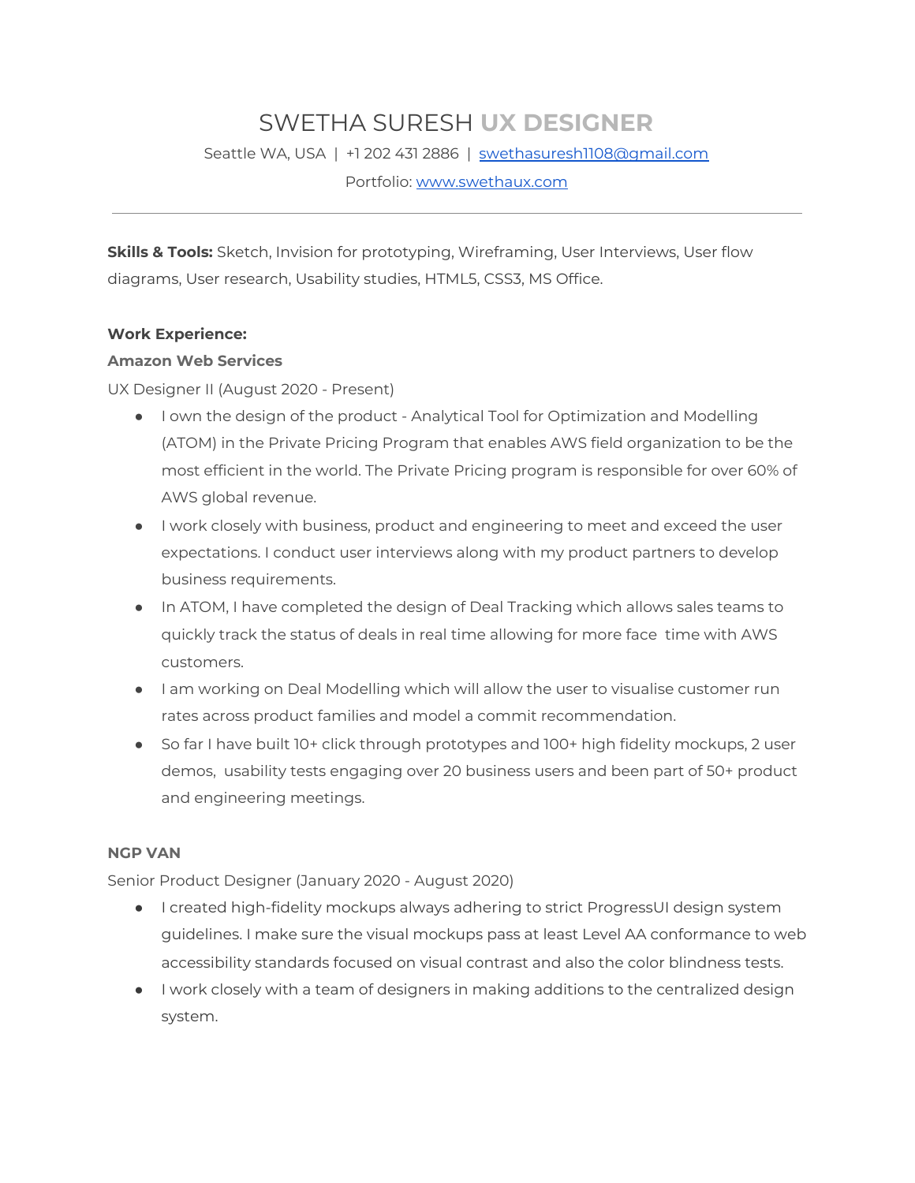# SWETHA SURESH **UX DESIGNER**

Seattle WA, USA | +1 202 431 2886 | [swethasuresh1108@gmail.com](mailto:swethasuresh1108@gmail.com)

Portfolio: [www.swethaux.com](http://www.swethaux.com)

---

**Skills & Tools:** Sketch, Invision for prototyping, Wireframing, User Interviews, User flow diagrams, User research, Usability studies, HTML5, CSS3, MS Office.

**Work Experience:**

**Amazon Web Services**

UX Designer II (August 2020 - Present)

- I own the design of the product - Analytical Tool for Optimization and Modelling (ATOM) in the Private Pricing Program that enables AWS field organization to be the most efficient in the world. The Private Pricing program is responsible for over 60% of AWS global revenue.
- I work closely with business, product and engineering to meet and exceed the user expectations. I conduct user interviews along with my product partners to develop business requirements.
- In ATOM, I have completed the design of Deal Tracking which allows sales teams to quickly track the status of deals in real time allowing for more face time with AWS customers.
- I am working on Deal Modelling which will allow the user to visualise customer run rates across product families and model a commit recommendation.
- So far I have built 10+ click through prototypes and 100+ high fidelity mockups, 2 user demos, usability tests engaging over 20 business users and been part of 50+ product and engineering meetings.

**NGP VAN**

Senior Product Designer (January 2020 - August 2020)

- I created high-fidelity mockups always adhering to strict ProgressUI design system guidelines. I make sure the visual mockups pass at least Level AA conformance to web accessibility standards focused on visual contrast and also the color blindness tests.
- I work closely with a team of designers in making additions to the centralized design system.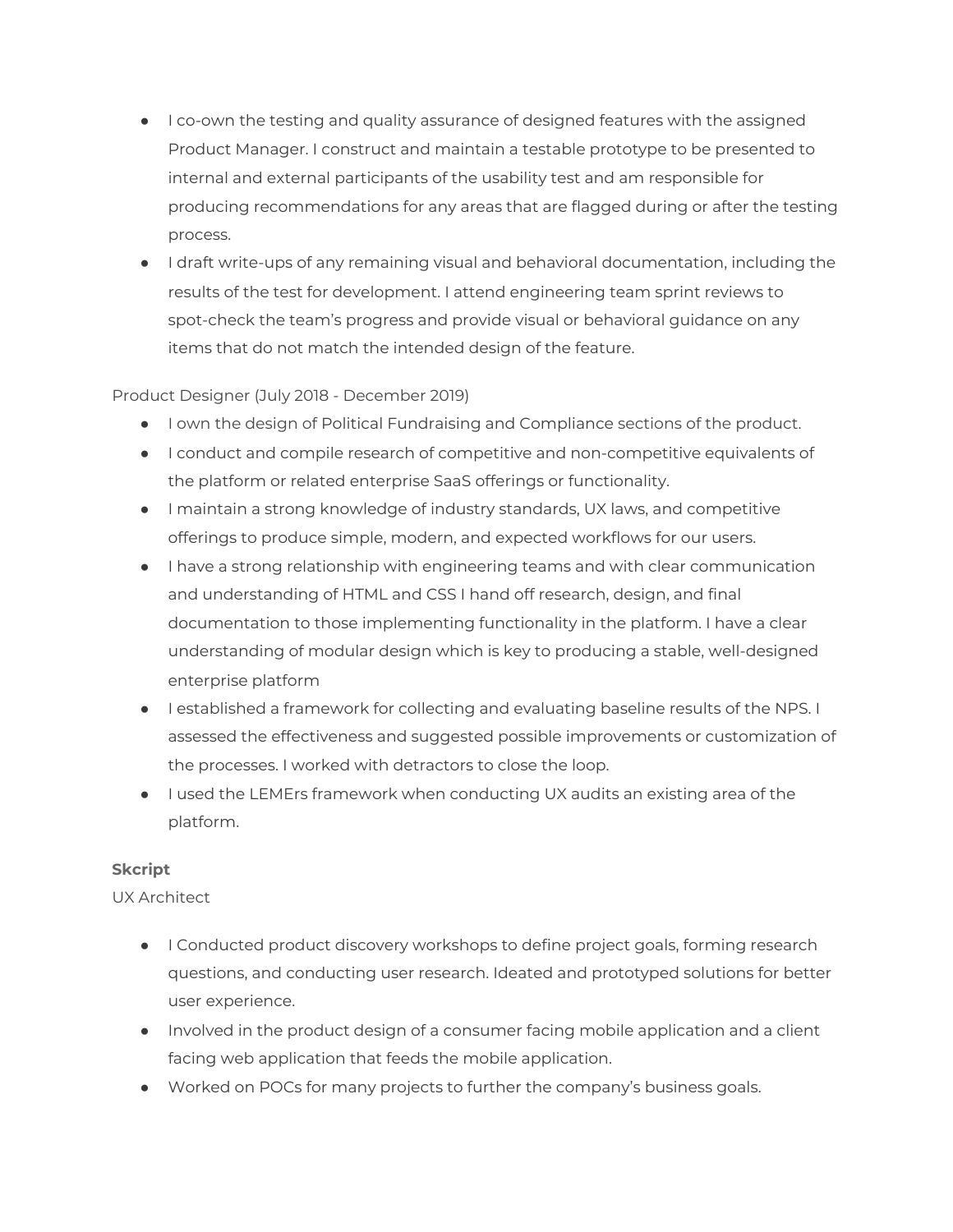- I co-own the testing and quality assurance of designed features with the assigned Product Manager. I construct and maintain a testable prototype to be presented to internal and external participants of the usability test and am responsible for producing recommendations for any areas that are flagged during or after the testing process.
- I draft write-ups of any remaining visual and behavioral documentation, including the results of the test for development. I attend engineering team sprint reviews to spot-check the team's progress and provide visual or behavioral guidance on any items that do not match the intended design of the feature.

Product Designer (July 2018 - December 2019)

- I own the design of Political Fundraising and Compliance sections of the product.
- I conduct and compile research of competitive and non-competitive equivalents of the platform or related enterprise SaaS offerings or functionality.
- I maintain a strong knowledge of industry standards, UX laws, and competitive offerings to produce simple, modern, and expected workflows for our users.
- I have a strong relationship with engineering teams and with clear communication and understanding of HTML and CSS I hand off research, design, and final documentation to those implementing functionality in the platform. I have a clear understanding of modular design which is key to producing a stable, well-designed enterprise platform
- I established a framework for collecting and evaluating baseline results of the NPS. I assessed the effectiveness and suggested possible improvements or customization of the processes. I worked with detractors to close the loop.
- I used the LEMErs framework when conducting UX audits an existing area of the platform.

**Skcript**

UX Architect

- I Conducted product discovery workshops to define project goals, forming research questions, and conducting user research. Ideated and prototyped solutions for better user experience.
- Involved in the product design of a consumer facing mobile application and a client facing web application that feeds the mobile application.
- Worked on POCs for many projects to further the company's business goals.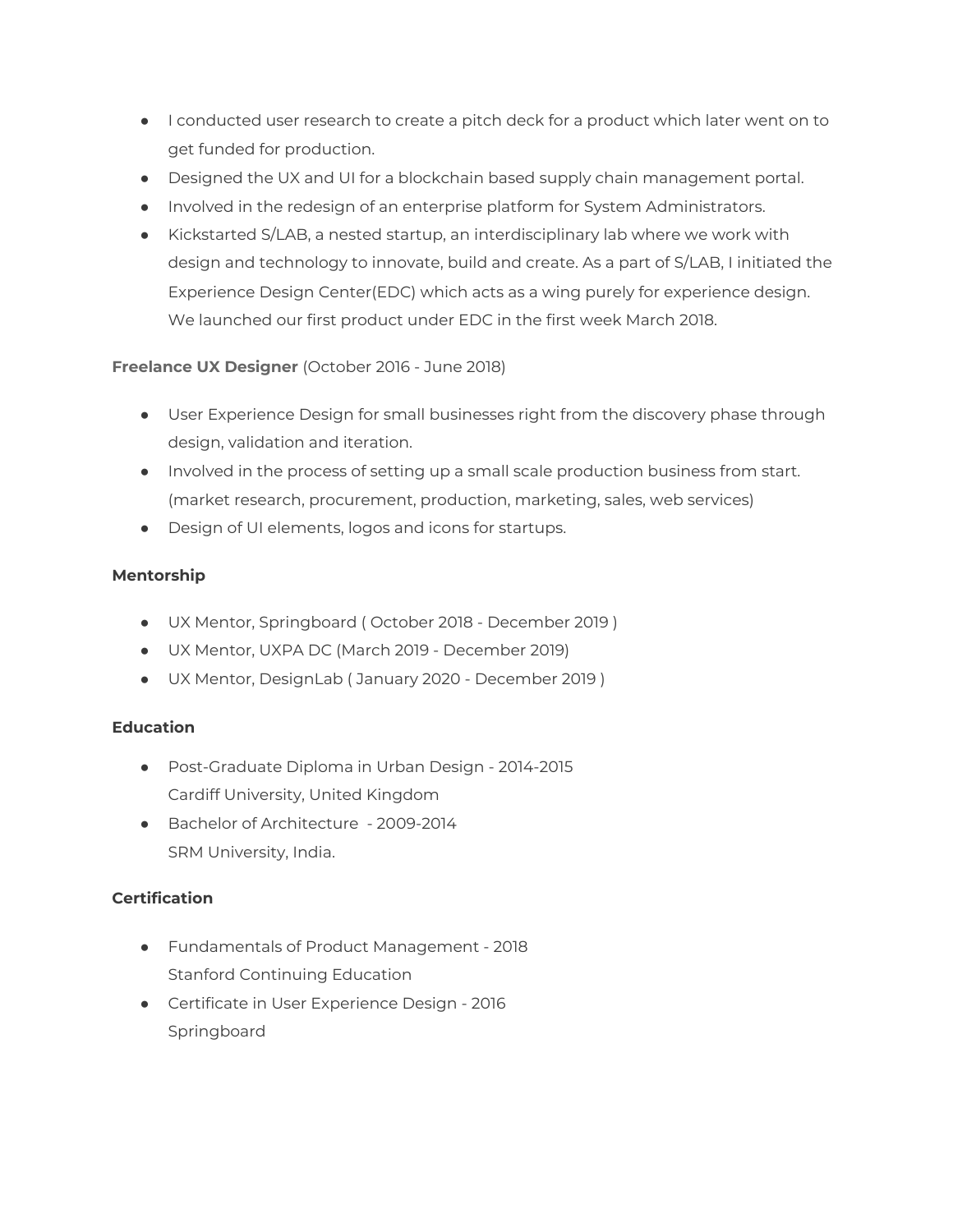- I conducted user research to create a pitch deck for a product which later went on to get funded for production.
- Designed the UX and UI for a blockchain based supply chain management portal.
- Involved in the redesign of an enterprise platform for System Administrators.
- Kickstarted S/LAB, a nested startup, an interdisciplinary lab where we work with design and technology to innovate, build and create. As a part of S/LAB, I initiated the Experience Design Center(EDC) which acts as a wing purely for experience design. We launched our first product under EDC in the first week March 2018.

**Freelance UX Designer** (October 2016 - June 2018)

- User Experience Design for small businesses right from the discovery phase through design, validation and iteration.
- Involved in the process of setting up a small scale production business from start. (market research, procurement, production, marketing, sales, web services)
- Design of UI elements, logos and icons for startups.

**Mentorship**

- UX Mentor, Springboard ( October 2018 - December 2019 )
- UX Mentor, UXPA DC (March 2019 - December 2019)
- UX Mentor, DesignLab ( January 2020 - December 2019 )

**Education**

- Post-Graduate Diploma in Urban Design - 2014-2015
  Cardiff University, United Kingdom
- Bachelor of Architecture - 2009-2014
  SRM University, India.

**Certification**

- Fundamentals of Product Management - 2018
  Stanford Continuing Education
- Certificate in User Experience Design - 2016
  Springboard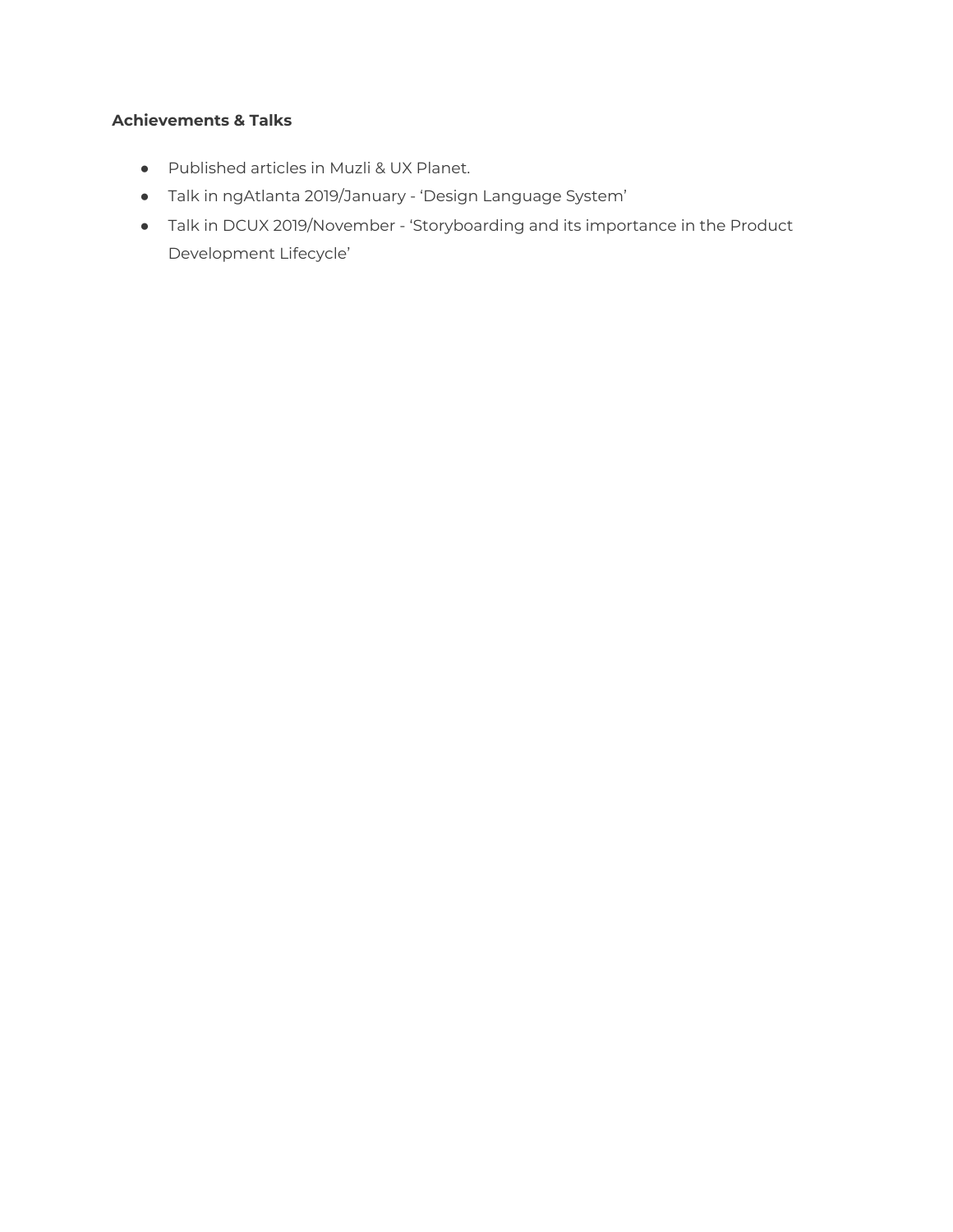**Achievements & Talks**

- Published articles in Muzli & UX Planet.
- Talk in ngAtlanta 2019/January - ‘Design Language System’
- Talk in DCUX 2019/November - ‘Storyboarding and its importance in the Product Development Lifecycle’